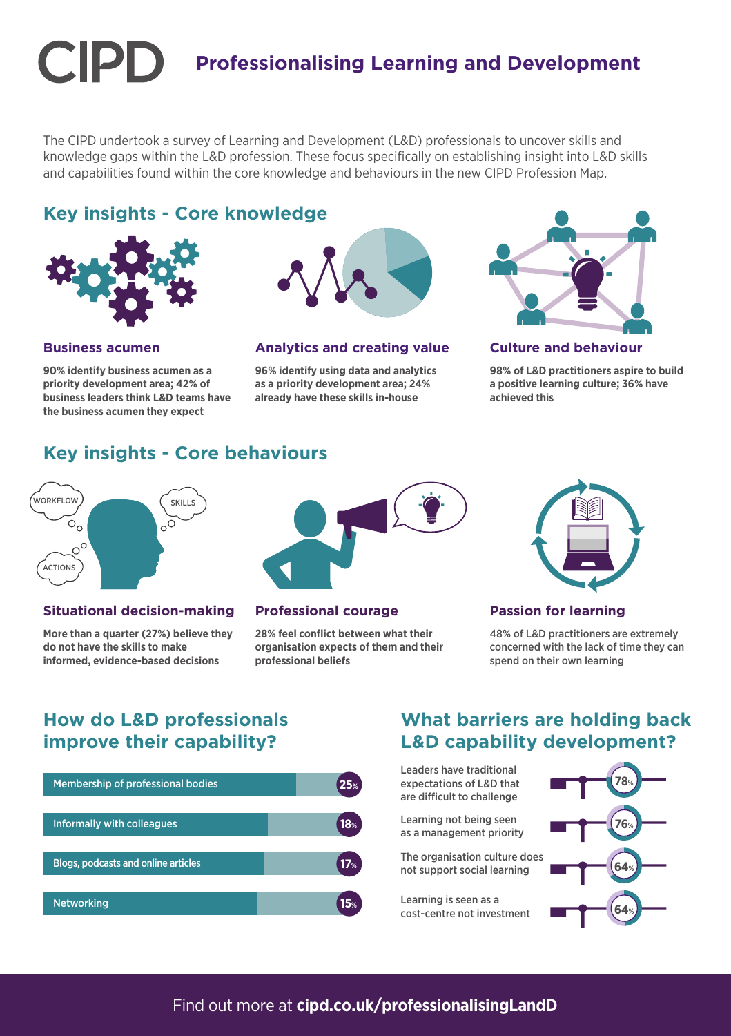# CIPD Professionalising Learning and Development

The CIPD undertook a survey of Learning and Development (L&D) professionals to uncover skills and knowledge gaps within the L&D profession. These focus specifically on establishing insight into L&D skills and capabilities found within the core knowledge and behaviours in the new CIPD Profession Map.

## Key insights - Core knowledge

### Business acumen

**90% identify business acumen as a priority development area; 42% of business leaders think L&D teams have the business acumen they expect**

### Analytics and creating value

**96% identify using data and analytics as a priority development area; 24% already have these skills in-house**

### Culture and behaviour

**98% of L&D practitioners aspire to build a positive learning culture; 36% have achieved this**

## Key insights - Core behaviours

### Situational decision-making

**More than a quarter (27%) believe they do not have the skills to make informed, evidence-based decisions**

### Professional courage

**28% feel conflict between what their organisation expects of them and their professional beliefs**

### Passion for learning

48% of L&D practitioners are extremely concerned with the lack of time they can spend on their own learning

## How do L&D professionals improve their capability?

| Method | % |
|---|---|
| Membership of professional bodies | 25% |
| Informally with colleagues | 18% |
| Blogs, podcasts and online articles | 17% |
| Networking | 15% |

## What barriers are holding back L&D capability development?

| Barrier | % |
|---|---|
| Leaders have traditional expectations of L&D that are difficult to challenge | 78% |
| Learning not being seen as a management priority | 76% |
| The organisation culture does not support social learning | 64% |
| Learning is seen as a cost-centre not investment | 64% |

Find out more at **cipd.co.uk/professionalisingLandD**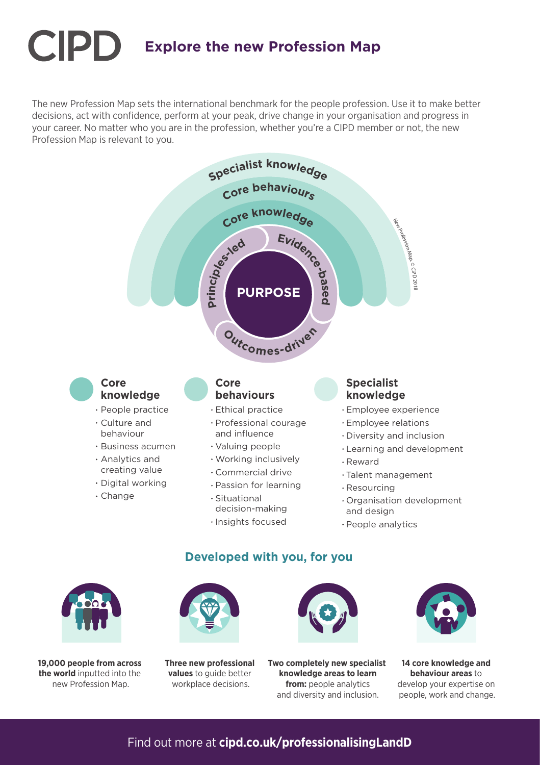# CIPD Explore the new Profession Map

The new Profession Map sets the international benchmark for the people profession. Use it to make better decisions, act with confidence, perform at your peak, drive change in your organisation and progress in your career. No matter who you are in the profession, whether you're a CIPD member or not, the new Profession Map is relevant to you.

Specialist knowledge

Core behaviours

Core knowledge

Principles-led

Evidence-based

Outcomes-driven

PURPOSE

New Profession Map. © CIPD 2018

### Core knowledge

- People practice
- Culture and behaviour
- Business acumen
- Analytics and creating value
- Digital working
- Change

### Core behaviours

- Ethical practice
- Professional courage and influence
- Valuing people
- Working inclusively
- Commercial drive
- Passion for learning
- Situational decision-making
- Insights focused

### Specialist knowledge

- Employee experience
- Employee relations
- Diversity and inclusion
- Learning and development
- Reward
- Talent management
- Resourcing
- Organisation development and design
- People analytics

## Developed with you, for you

**19,000 people from across the world** inputted into the new Profession Map.

**Three new professional values** to guide better workplace decisions.

**Two completely new specialist knowledge areas to learn from:** people analytics and diversity and inclusion.

**14 core knowledge and behaviour areas** to develop your expertise on people, work and change.

Find out more at **cipd.co.uk/professionalisingLandD**